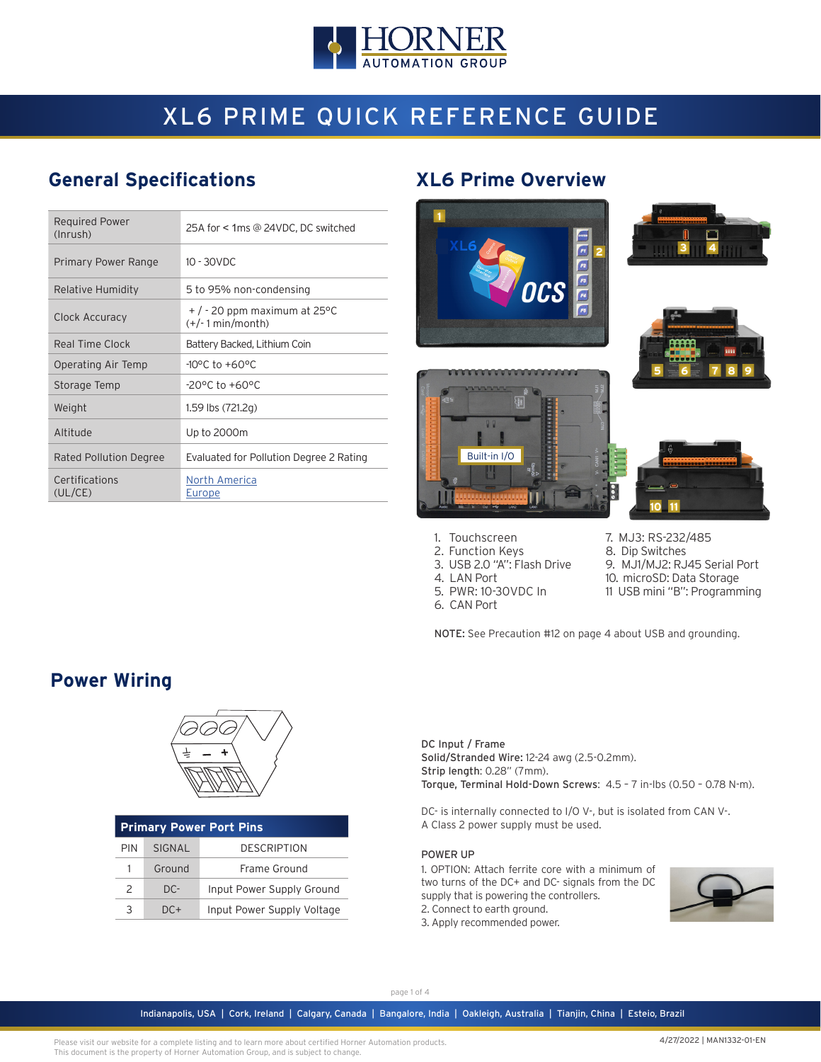# XL6 PRIME QUICK REFERENCE GUIDE

## General Specifications

| | |
|---|---|
| Required Power (Inrush) | 25A for < 1ms @ 24VDC, DC switched |
| Primary Power Range | 10 - 30VDC |
| Relative Humidity | 5 to 95% non-condensing |
| Clock Accuracy | + / - 20 ppm maximum at 25°C (+/- 1 min/month) |
| Real Time Clock | Battery Backed, Lithium Coin |
| Operating Air Temp | -10°C to +60°C |
| Storage Temp | -20°C to +60°C |
| Weight | 1.59 lbs (721.2g) |
| Altitude | Up to 2000m |
| Rated Pollution Degree | Evaluated for Pollution Degree 2 Rating |
| Certifications (UL/CE) | North America<br>Europe |

## XL6 Prime Overview

1. Touchscreen
2. Function Keys
3. USB 2.0 "A": Flash Drive
4. LAN Port
5. PWR: 10-30VDC In
6. CAN Port
7. MJ3: RS-232/485
8. Dip Switches
9. MJ1/MJ2: RJ45 Serial Port
10. microSD: Data Storage
11. USB mini "B": Programming

**NOTE:** See Precaution #12 on page 4 about USB and grounding.

## Power Wiring

| Primary Power Port Pins | | |
|---|---|---|
| PIN | SIGNAL | DESCRIPTION |
| 1 | Ground | Frame Ground |
| 2 | DC- | Input Power Supply Ground |
| 3 | DC+ | Input Power Supply Voltage |

**DC Input / Frame**
**Solid/Stranded Wire:** 12-24 awg (2.5-0.2mm).
**Strip length**: 0.28" (7mm).
**Torque, Terminal Hold-Down Screws**: 4.5 – 7 in-lbs (0.50 – 0.78 N-m).

DC- is internally connected to I/O V-, but is isolated from CAN V-.
A Class 2 power supply must be used.

POWER UP
1. OPTION: Attach ferrite core with a minimum of two turns of the DC+ and DC- signals from the DC supply that is powering the controllers.
2. Connect to earth ground.
3. Apply recommended power.

Indianapolis, USA | Cork, Ireland | Calgary, Canada | Bangalore, India | Oakleigh, Australia | Tianjin, China | Esteio, Brazil

Please visit our website for a complete listing and to learn more about certified Horner Automation products.
This document is the property of Horner Automation Group, and is subject to change.

4/27/2022 | MAN1332-01-EN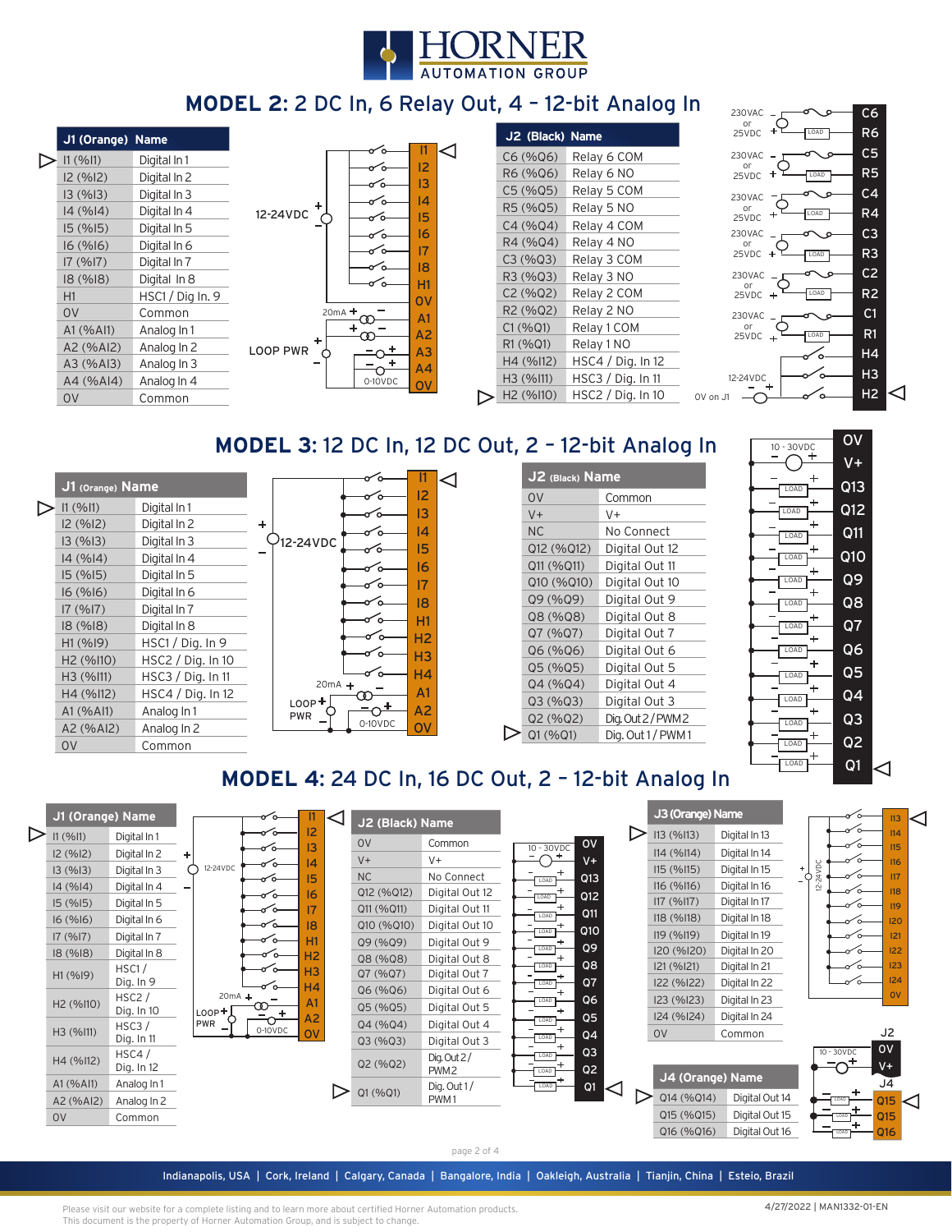# HORNER AUTOMATION GROUP

## MODEL 2: 2 DC In, 6 Relay Out, 4 – 12-bit Analog In

| J1 (Orange) | Name |
|---|---|
| I1 (%I1) | Digital In 1 |
| I2 (%I2) | Digital In 2 |
| I3 (%I3) | Digital In 3 |
| I4 (%I4) | Digital In 4 |
| I5 (%I5) | Digital In 5 |
| I6 (%I6) | Digital In 6 |
| I7 (%I7) | Digital In 7 |
| I8 (%I8) | Digital In 8 |
| H1 | HSC1 / Dig In. 9 |
| 0V | Common |
| A1 (%AI1) | Analog In 1 |
| A2 (%AI2) | Analog In 2 |
| A3 (%AI3) | Analog In 3 |
| A4 (%AI4) | Analog In 4 |
| 0V | Common |

| J2 (Black) | Name |
|---|---|
| C6 (%Q6) | Relay 6 COM |
| R6 (%Q6) | Relay 6 NO |
| C5 (%Q5) | Relay 5 COM |
| R5 (%Q5) | Relay 5 NO |
| C4 (%Q4) | Relay 4 COM |
| R4 (%Q4) | Relay 4 NO |
| C3 (%Q3) | Relay 3 COM |
| R3 (%Q3) | Relay 3 NO |
| C2 (%Q2) | Relay 2 COM |
| R2 (%Q2) | Relay 2 NO |
| C1 (%Q1) | Relay 1 COM |
| R1 (%Q1) | Relay 1 NO |
| H4 (%I12) | HSC4 / Dig. In 12 |
| H3 (%I11) | HSC3 / Dig. In 11 |
| H2 (%I10) | HSC2 / Dig. In 10 |

12-24VDC; LOOP PWR; 20mA; 0-10VDC; 230VAC or 25VDC; LOAD; 12-24VDC; 0V on J1

## MODEL 3: 12 DC In, 12 DC Out, 2 – 12-bit Analog In

| J1 (Orange) | Name |
|---|---|
| I1 (%I1) | Digital In 1 |
| I2 (%I2) | Digital In 2 |
| I3 (%I3) | Digital In 3 |
| I4 (%I4) | Digital In 4 |
| I5 (%I5) | Digital In 5 |
| I6 (%I6) | Digital In 6 |
| I7 (%I7) | Digital In 7 |
| I8 (%I8) | Digital In 8 |
| H1 (%I9) | HSC1 / Dig. In 9 |
| H2 (%I10) | HSC2 / Dig. In 10 |
| H3 (%I11) | HSC3 / Dig. In 11 |
| H4 (%I12) | HSC4 / Dig. In 12 |
| A1 (%AI1) | Analog In 1 |
| A2 (%AI2) | Analog In 2 |
| 0V | Common |

| J2 (Black) | Name |
|---|---|
| 0V | Common |
| V+ | V+ |
| NC | No Connect |
| Q12 (%Q12) | Digital Out 12 |
| Q11 (%Q11) | Digital Out 11 |
| Q10 (%Q10) | Digital Out 10 |
| Q9 (%Q9) | Digital Out 9 |
| Q8 (%Q8) | Digital Out 8 |
| Q7 (%Q7) | Digital Out 7 |
| Q6 (%Q6) | Digital Out 6 |
| Q5 (%Q5) | Digital Out 5 |
| Q4 (%Q4) | Digital Out 4 |
| Q3 (%Q3) | Digital Out 3 |
| Q2 (%Q2) | Dig. Out 2 / PWM 2 |
| Q1 (%Q1) | Dig. Out 1 / PWM 1 |

12-24VDC; LOOP PWR; 20mA; 0-10VDC; 10 - 30VDC; LOAD

## MODEL 4: 24 DC In, 16 DC Out, 2 – 12-bit Analog In

| J1 (Orange) | Name |
|---|---|
| I1 (%I1) | Digital In 1 |
| I2 (%I2) | Digital In 2 |
| I3 (%I3) | Digital In 3 |
| I4 (%I4) | Digital In 4 |
| I5 (%I5) | Digital In 5 |
| I6 (%I6) | Digital In 6 |
| I7 (%I7) | Digital In 7 |
| I8 (%I8) | Digital In 8 |
| H1 (%I9) | HSC1 / Dig. In 9 |
| H2 (%I10) | HSC2 / Dig. In 10 |
| H3 (%I11) | HSC3 / Dig. In 11 |
| H4 (%I12) | HSC4 / Dig. In 12 |
| A1 (%AI1) | Analog In 1 |
| A2 (%AI2) | Analog In 2 |
| 0V | Common |

| J2 (Black) | Name |
|---|---|
| 0V | Common |
| V+ | V+ |
| NC | No Connect |
| Q12 (%Q12) | Digital Out 12 |
| Q11 (%Q11) | Digital Out 11 |
| Q10 (%Q10) | Digital Out 10 |
| Q9 (%Q9) | Digital Out 9 |
| Q8 (%Q8) | Digital Out 8 |
| Q7 (%Q7) | Digital Out 7 |
| Q6 (%Q6) | Digital Out 6 |
| Q5 (%Q5) | Digital Out 5 |
| Q4 (%Q4) | Digital Out 4 |
| Q3 (%Q3) | Digital Out 3 |
| Q2 (%Q2) | Dig. Out 2 / PWM2 |
| Q1 (%Q1) | Dig. Out 1 / PWM1 |

| J3 (Orange) | Name |
|---|---|
| I13 (%I13) | Digital In 13 |
| I14 (%I14) | Digital In 14 |
| I15 (%I15) | Digital In 15 |
| I16 (%I16) | Digital In 16 |
| I17 (%I17) | Digital In 17 |
| I18 (%I18) | Digital In 18 |
| I19 (%I19) | Digital In 19 |
| I20 (%I20) | Digital In 20 |
| I21 (%I21) | Digital In 21 |
| I22 (%I22) | Digital In 22 |
| I23 (%I23) | Digital In 23 |
| I24 (%I24) | Digital In 24 |
| 0V | Common |

| J4 (Orange) | Name |
|---|---|
| Q14 (%Q14) | Digital Out 14 |
| Q15 (%Q15) | Digital Out 15 |
| Q16 (%Q16) | Digital Out 16 |

12-24VDC; LOOP PWR; 20mA; 0-10VDC; 10 - 30VDC; LOAD

Indianapolis, USA | Cork, Ireland | Calgary, Canada | Bangalore, India | Oakleigh, Australia | Tianjin, China | Esteio, Brazil

Please visit our website for a complete listing and to learn more about certified Horner Automation products.
This document is the property of Horner Automation Group, and is subject to change.

4/27/2022 | MAN1332-01-EN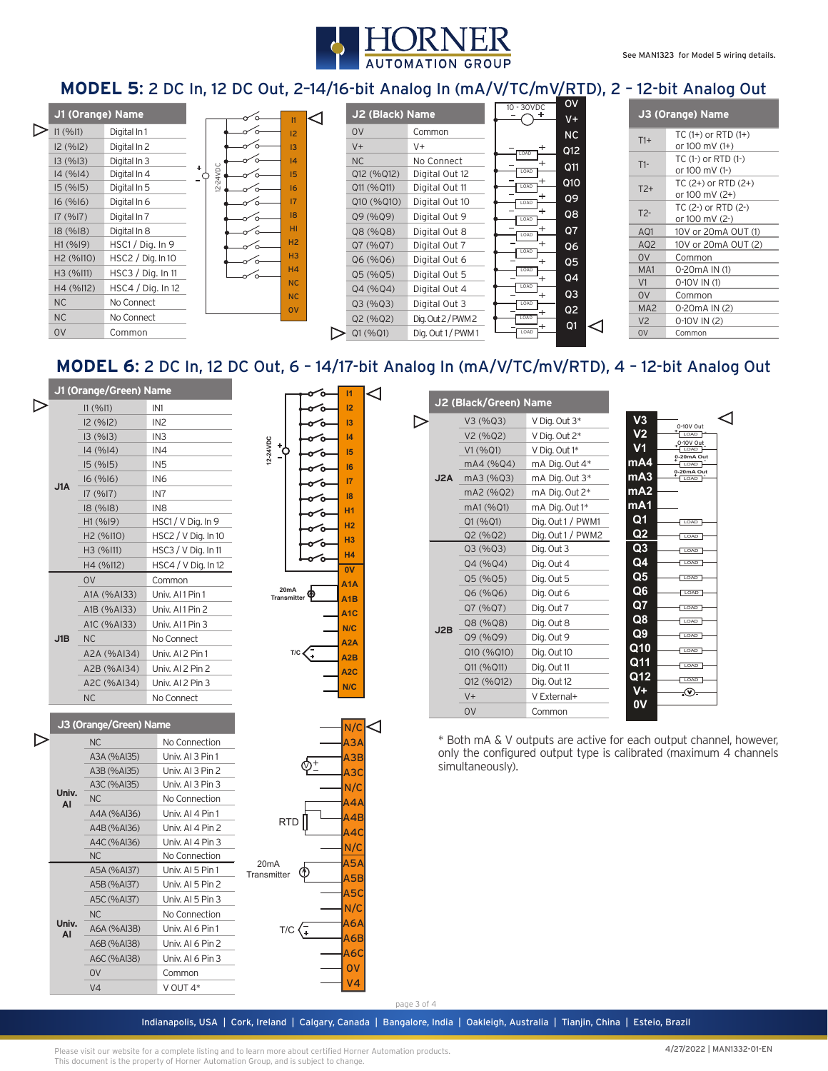See MAN1323 for Model 5 wiring details.

## MODEL 5: 2 DC In, 12 DC Out, 2-14/16-bit Analog In (mA/V/TC/mV/RTD), 2 - 12-bit Analog Out

| J1 (Orange) | Name |
|---|---|
| I1 (%I1) | Digital In 1 |
| I2 (%I2) | Digital In 2 |
| I3 (%I3) | Digital In 3 |
| I4 (%I4) | Digital In 4 |
| I5 (%I5) | Digital In 5 |
| I6 (%I6) | Digital In 6 |
| I7 (%I7) | Digital In 7 |
| I8 (%I8) | Digital In 8 |
| H1 (%I9) | HSC1 / Dig. In 9 |
| H2 (%I10) | HSC2 / Dig. In 10 |
| H3 (%I11) | HSC3 / Dig. In 11 |
| H4 (%I12) | HSC4 / Dig. In 12 |
| NC | No Connect |
| NC | No Connect |
| 0V | Common |

| J2 (Black) | Name |
|---|---|
| 0V | Common |
| V+ | V+ |
| NC | No Connect |
| Q12 (%Q12) | Digital Out 12 |
| Q11 (%Q11) | Digital Out 11 |
| Q10 (%Q10) | Digital Out 10 |
| Q9 (%Q9) | Digital Out 9 |
| Q8 (%Q8) | Digital Out 8 |
| Q7 (%Q7) | Digital Out 7 |
| Q6 (%Q6) | Digital Out 6 |
| Q5 (%Q5) | Digital Out 5 |
| Q4 (%Q4) | Digital Out 4 |
| Q3 (%Q3) | Digital Out 3 |
| Q2 (%Q2) | Dig. Out 2 / PWM 2 |
| Q1 (%Q1) | Dig. Out 1 / PWM 1 |

| J3 (Orange) | Name |
|---|---|
| T1+ | TC (1+) or RTD (1+) or 100 mV (1+) |
| T1- | TC (1-) or RTD (1-) or 100 mV (1-) |
| T2+ | TC (2+) or RTD (2+) or 100 mV (2+) |
| T2- | TC (2-) or RTD (2-) or 100 mV (2-) |
| AQ1 | 10V or 20mA OUT (1) |
| AQ2 | 10V or 20mA OUT (2) |
| 0V | Common |
| MA1 | 0-20mA IN (1) |
| V1 | 0-10V IN (1) |
| 0V | Common |
| MA2 | 0-20mA IN (2) |
| V2 | 0-10V IN (2) |
| 0V | Common |

## MODEL 6: 2 DC In, 12 DC Out, 6 - 14/17-bit Analog In (mA/V/TC/mV/RTD), 4 - 12-bit Analog Out

| | J1 (Orange/Green) | Name |
|---|---|---|
| J1A | I1 (%I1) | IN1 |
| | I2 (%I2) | IN2 |
| | I3 (%I3) | IN3 |
| | I4 (%I4) | IN4 |
| | I5 (%I5) | IN5 |
| | I6 (%I6) | IN6 |
| | I7 (%I7) | IN7 |
| | I8 (%I8) | IN8 |
| | H1 (%I9) | HSC1 / V Dig. In 9 |
| | H2 (%I10) | HSC2 / V Dig. In 10 |
| | H3 (%I11) | HSC3 / V Dig. In 11 |
| | H4 (%I12) | HSC4 / V Dig. In 12 |
| J1B | 0V | Common |
| | A1A (%AI33) | Univ. AI 1 Pin 1 |
| | A1B (%AI33) | Univ. AI 1 Pin 2 |
| | A1C (%AI33) | Univ. AI 1 Pin 3 |
| | NC | No Connect |
| | A2A (%AI34) | Univ. AI 2 Pin 1 |
| | A2B (%AI34) | Univ. AI 2 Pin 2 |
| | A2C (%AI34) | Univ. AI 2 Pin 3 |
| | NC | No Connect |

| | J3 (Orange/Green) | Name |
|---|---|---|
| Univ. AI | NC | No Connection |
| | A3A (%AI35) | Univ. AI 3 Pin 1 |
| | A3B (%AI35) | Univ. AI 3 Pin 2 |
| | A3C (%AI35) | Univ. AI 3 Pin 3 |
| | NC | No Connection |
| | A4A (%AI36) | Univ. AI 4 Pin 1 |
| | A4B (%AI36) | Univ. AI 4 Pin 2 |
| | A4C (%AI36) | Univ. AI 4 Pin 3 |
| | NC | No Connection |
| Univ. AI | A5A (%AI37) | Univ. AI 5 Pin 1 |
| | A5B (%AI37) | Univ. AI 5 Pin 2 |
| | A5C (%AI37) | Univ. AI 5 Pin 3 |
| | NC | No Connection |
| | A6A (%AI38) | Univ. AI 6 Pin 1 |
| | A6B (%AI38) | Univ. AI 6 Pin 2 |
| | A6C (%AI38) | Univ. AI 6 Pin 3 |
| | 0V | Common |
| | V4 | V OUT 4* |

| | J2 (Black/Green) | Name |
|---|---|---|
| J2A | V3 (%Q3) | V Dig. Out 3* |
| | V2 (%Q2) | V Dig. Out 2* |
| | V1 (%Q1) | V Dig. Out 1* |
| | mA4 (%Q4) | mA Dig. Out 4* |
| | mA3 (%Q3) | mA Dig. Out 3* |
| | mA2 (%Q2) | mA Dig. Out 2* |
| | mA1 (%Q1) | mA Dig. Out 1* |
| | Q1 (%Q1) | Dig. Out 1 / PWM1 |
| | Q2 (%Q2) | Dig. Out 1 / PWM2 |
| J2B | Q3 (%Q3) | Dig. Out 3 |
| | Q4 (%Q4) | Dig. Out 4 |
| | Q5 (%Q5) | Dig. Out 5 |
| | Q6 (%Q6) | Dig. Out 6 |
| | Q7 (%Q7) | Dig. Out 7 |
| | Q8 (%Q8) | Dig. Out 8 |
| | Q9 (%Q9) | Dig. Out 9 |
| | Q10 (%Q10) | Dig. Out 10 |
| | Q11 (%Q11) | Dig. Out 11 |
| | Q12 (%Q12) | Dig. Out 12 |
| | V+ | V External+ |
| | 0V | Common |

\* Both mA & V outputs are active for each output channel, however, only the configured output type is calibrated (maximum 4 channels simultaneously).

Indianapolis, USA | Cork, Ireland | Calgary, Canada | Bangalore, India | Oakleigh, Australia | Tianjin, China | Esteio, Brazil

Please visit our website for a complete listing and to learn more about certified Horner Automation products.
This document is the property of Horner Automation Group, and is subject to change.

4/27/2022 | MAN1332-01-EN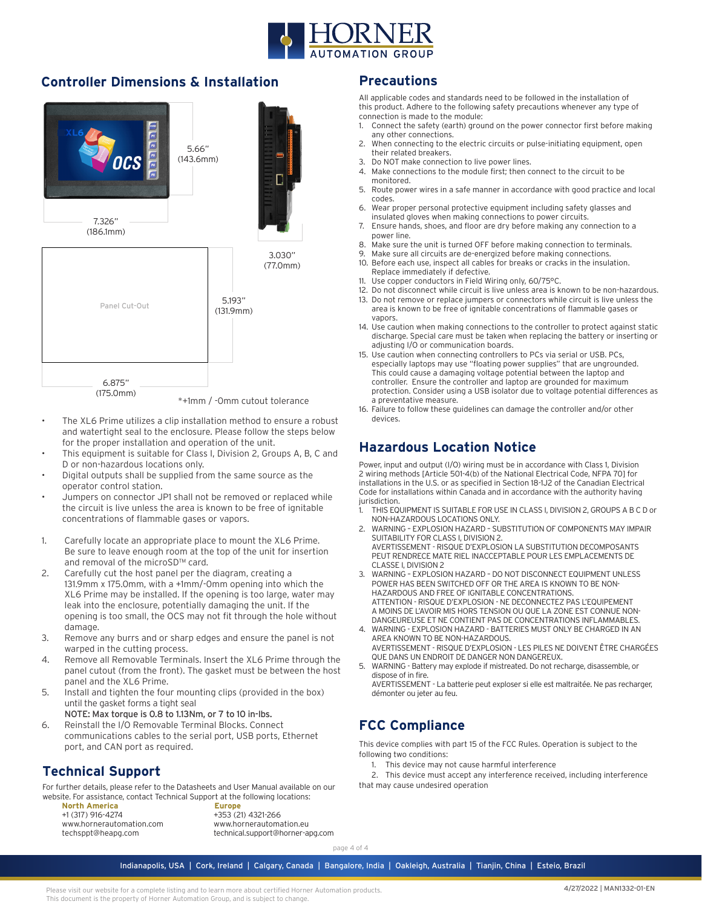## Controller Dimensions & Installation

5.66"
(143.6mm)

7.326"
(186.1mm)

3.030"
(77.0mm)

Panel Cut-Out

5.193"
(131.9mm)

6.875"
(175.0mm)

*+1mm / -0mm cutout tolerance

- The XL6 Prime utilizes a clip installation method to ensure a robust and watertight seal to the enclosure. Please follow the steps below for the proper installation and operation of the unit.
- This equipment is suitable for Class I, Division 2, Groups A, B, C and D or non-hazardous locations only.
- Digital outputs shall be supplied from the same source as the operator control station.
- Jumpers on connector JP1 shall not be removed or replaced while the circuit is live unless the area is known to be free of ignitable concentrations of flammable gases or vapors.

1. Carefully locate an appropriate place to mount the XL6 Prime. Be sure to leave enough room at the top of the unit for insertion and removal of the microSD™ card.
2. Carefully cut the host panel per the diagram, creating a 131.9mm x 175.0mm, with a +1mm/-0mm opening into which the XL6 Prime may be installed. If the opening is too large, water may leak into the enclosure, potentially damaging the unit. If the opening is too small, the OCS may not fit through the hole without damage.
3. Remove any burrs and or sharp edges and ensure the panel is not warped in the cutting process.
4. Remove all Removable Terminals. Insert the XL6 Prime through the panel cutout (from the front). The gasket must be between the host panel and the XL6 Prime.
5. Install and tighten the four mounting clips (provided in the box) until the gasket forms a tight seal
   **NOTE: Max torque is 0.8 to 1.13Nm, or 7 to 10 in-lbs.**
6. Reinstall the I/O Removable Terminal Blocks. Connect communications cables to the serial port, USB ports, Ethernet port, and CAN port as required.

## Technical Support

For further details, please refer to the Datasheets and User Manual available on our website. For assistance, contact Technical Support at the following locations:

**North America**
+1 (317) 916-4274
www.hornerautomation.com
techsppt@heapg.com

**Europe**
+353 (21) 4321-266
www.hornerautomation.eu
technical.support@horner-apg.com

## Precautions

All applicable codes and standards need to be followed in the installation of this product. Adhere to the following safety precautions whenever any type of connection is made to the module:

1. Connect the safety (earth) ground on the power connector first before making any other connections.
2. When connecting to the electric circuits or pulse-initiating equipment, open their related breakers.
3. Do NOT make connection to live power lines.
4. Make connections to the module first; then connect to the circuit to be monitored.
5. Route power wires in a safe manner in accordance with good practice and local codes.
6. Wear proper personal protective equipment including safety glasses and insulated gloves when making connections to power circuits.
7. Ensure hands, shoes, and floor are dry before making any connection to a power line.
8. Make sure the unit is turned OFF before making connection to terminals.
9. Make sure all circuits are de-energized before making connections.
10. Before each use, inspect all cables for breaks or cracks in the insulation. Replace immediately if defective.
11. Use copper conductors in Field Wiring only, 60/75°C.
12. Do not disconnect while circuit is live unless area is known to be non-hazardous.
13. Do not remove or replace jumpers or connectors while circuit is live unless the area is known to be free of ignitable concentrations of flammable gases or vapors.
14. Use caution when making connections to the controller to protect against static discharge. Special care must be taken when replacing the battery or inserting or adjusting I/O or communication boards.
15. Use caution when connecting controllers to PCs via serial or USB. PCs, especially laptops may use "floating power supplies" that are ungrounded. This could cause a damaging voltage potential between the laptop and controller. Ensure the controller and laptop are grounded for maximum protection. Consider using a USB isolator due to voltage potential differences as a preventative measure.
16. Failure to follow these guidelines can damage the controller and/or other devices.

## Hazardous Location Notice

Power, input and output (I/O) wiring must be in accordance with Class 1, Division 2 wiring methods [Article 501-4(b) of the National Electrical Code, NFPA 70] for installations in the U.S. or as specified in Section 18-1J2 of the Canadian Electrical Code for installations within Canada and in accordance with the authority having jurisdiction.

1. THIS EQUIPMENT IS SUITABLE FOR USE IN CLASS I, DIVISION 2, GROUPS A B C D or NON-HAZARDOUS LOCATIONS ONLY.
2. WARNING - EXPLOSION HAZARD - SUBSTITUTION OF COMPONENTS MAY IMPAIR SUITABILITY FOR CLASS I, DIVISION 2.
   AVERTISSEMENT - RISQUE D'EXPLOSION LA SUBSTITUTION DECOMPOSANTS PEUT RENDRECE MATE RIEL INACCEPTABLE POUR LES EMPLACEMENTS DE CLASSE I, DIVISION 2
3. WARNING - EXPLOSION HAZARD - DO NOT DISCONNECT EQUIPMENT UNLESS POWER HAS BEEN SWITCHED OFF OR THE AREA IS KNOWN TO BE NON-HAZARDOUS AND FREE OF IGNITABLE CONCENTRATIONS.
   ATTENTION - RISQUE D'EXPLOSION - NE DECONNECTEZ PAS L'EQUIPEMENT A MOINS DE L'AVOIR MIS HORS TENSION OU QUE LA ZONE EST CONNUE NON-DANGEREUSE ET NE CONTIENT PAS DE CONCENTRATIONS INFLAMMABLES.
4. WARNING - EXPLOSION HAZARD - BATTERIES MUST ONLY BE CHARGED IN AN AREA KNOWN TO BE NON-HAZARDOUS.
   AVERTISSEMENT - RISQUE D'EXPLOSION - LES PILES NE DOIVENT ÊTRE CHARGÉES QUE DANS UN ENDROIT DE DANGER NON DANGEREUX.
5. WARNING - Battery may explode if mistreated. Do not recharge, disassemble, or dispose of in fire.
   AVERTISSEMENT - La batterie peut exploser si elle est maltraitée. Ne pas recharger, démonter ou jeter au feu.

## FCC Compliance

This device complies with part 15 of the FCC Rules. Operation is subject to the following two conditions:

1. This device may not cause harmful interference
2. This device must accept any interference received, including interference that may cause undesired operation

Indianapolis, USA | Cork, Ireland | Calgary, Canada | Bangalore, India | Oakleigh, Australia | Tianjin, China | Esteio, Brazil

Please visit our website for a complete listing and to learn more about certified Horner Automation products.
This document is the property of Horner Automation Group, and is subject to change.

4/27/2022 | MAN1332-01-EN